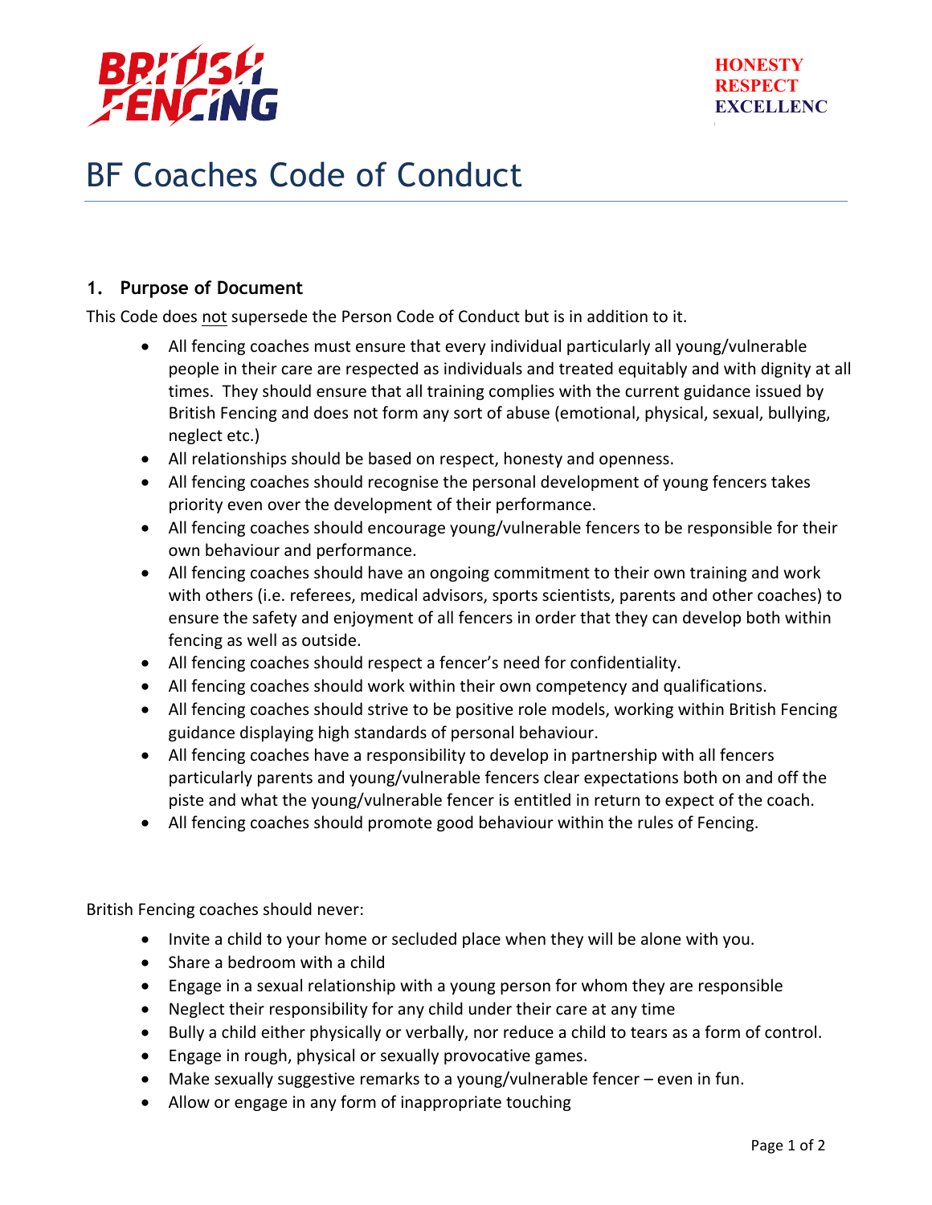BRITISH FENCING

HONESTY
RESPECT
EXCELLENC

# BF Coaches Code of Conduct

## 1. Purpose of Document

This Code does not supersede the Person Code of Conduct but is in addition to it.

- All fencing coaches must ensure that every individual particularly all young/vulnerable people in their care are respected as individuals and treated equitably and with dignity at all times. They should ensure that all training complies with the current guidance issued by British Fencing and does not form any sort of abuse (emotional, physical, sexual, bullying, neglect etc.)
- All relationships should be based on respect, honesty and openness.
- All fencing coaches should recognise the personal development of young fencers takes priority even over the development of their performance.
- All fencing coaches should encourage young/vulnerable fencers to be responsible for their own behaviour and performance.
- All fencing coaches should have an ongoing commitment to their own training and work with others (i.e. referees, medical advisors, sports scientists, parents and other coaches) to ensure the safety and enjoyment of all fencers in order that they can develop both within fencing as well as outside.
- All fencing coaches should respect a fencer's need for confidentiality.
- All fencing coaches should work within their own competency and qualifications.
- All fencing coaches should strive to be positive role models, working within British Fencing guidance displaying high standards of personal behaviour.
- All fencing coaches have a responsibility to develop in partnership with all fencers particularly parents and young/vulnerable fencers clear expectations both on and off the piste and what the young/vulnerable fencer is entitled in return to expect of the coach.
- All fencing coaches should promote good behaviour within the rules of Fencing.

British Fencing coaches should never:

- Invite a child to your home or secluded place when they will be alone with you.
- Share a bedroom with a child
- Engage in a sexual relationship with a young person for whom they are responsible
- Neglect their responsibility for any child under their care at any time
- Bully a child either physically or verbally, nor reduce a child to tears as a form of control.
- Engage in rough, physical or sexually provocative games.
- Make sexually suggestive remarks to a young/vulnerable fencer – even in fun.
- Allow or engage in any form of inappropriate touching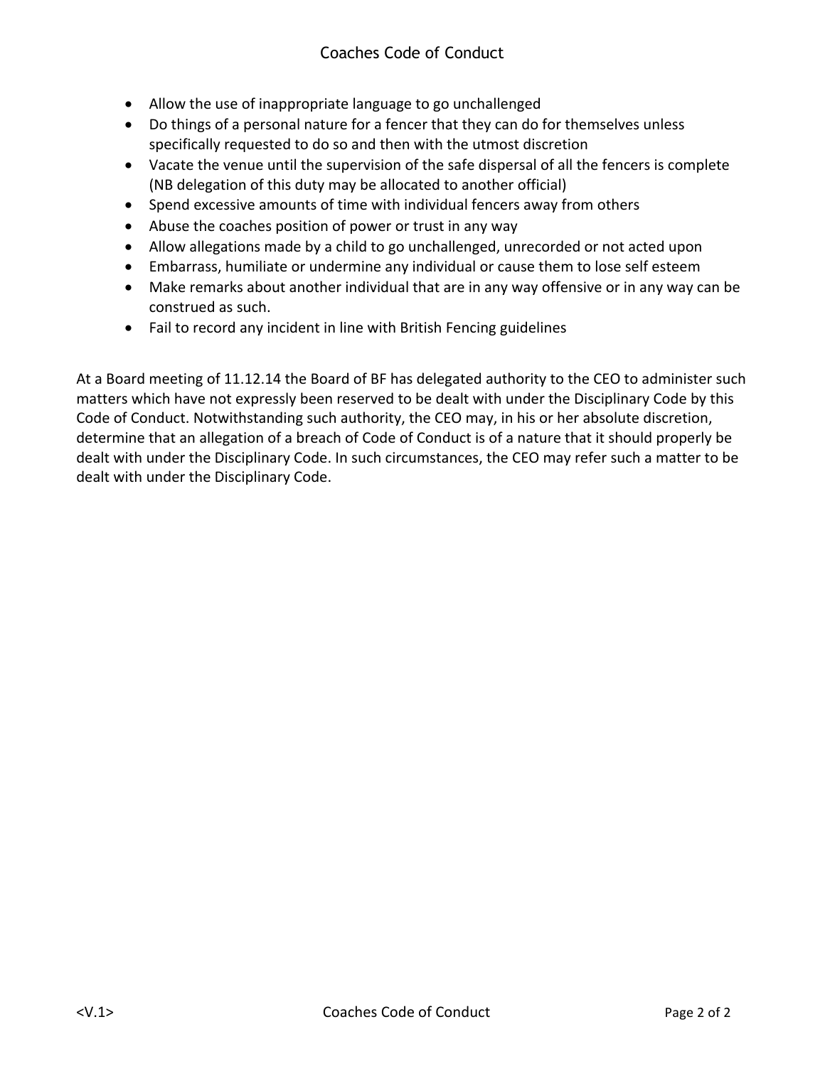- Allow the use of inappropriate language to go unchallenged
- Do things of a personal nature for a fencer that they can do for themselves unless specifically requested to do so and then with the utmost discretion
- Vacate the venue until the supervision of the safe dispersal of all the fencers is complete (NB delegation of this duty may be allocated to another official)
- Spend excessive amounts of time with individual fencers away from others
- Abuse the coaches position of power or trust in any way
- Allow allegations made by a child to go unchallenged, unrecorded or not acted upon
- Embarrass, humiliate or undermine any individual or cause them to lose self esteem
- Make remarks about another individual that are in any way offensive or in any way can be construed as such.
- Fail to record any incident in line with British Fencing guidelines

At a Board meeting of 11.12.14 the Board of BF has delegated authority to the CEO to administer such matters which have not expressly been reserved to be dealt with under the Disciplinary Code by this Code of Conduct. Notwithstanding such authority, the CEO may, in his or her absolute discretion, determine that an allegation of a breach of Code of Conduct is of a nature that it should properly be dealt with under the Disciplinary Code. In such circumstances, the CEO may refer such a matter to be dealt with under the Disciplinary Code.